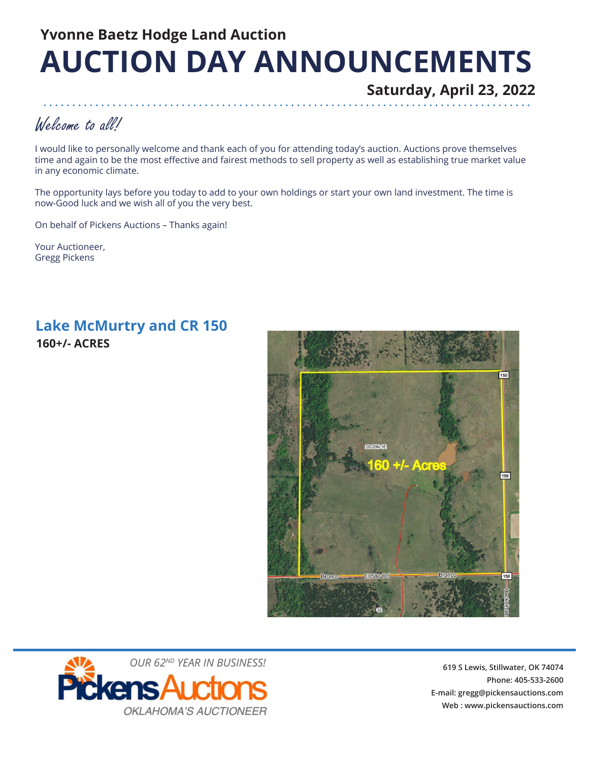## Yvonne Baetz Hodge Land Auction

# AUCTION DAY ANNOUNCEMENTS

**Saturday, April 23, 2022**

*Welcome to all!*

I would like to personally welcome and thank each of you for attending today's auction. Auctions prove themselves time and again to be the most effective and fairest methods to sell property as well as establishing true market value in any economic climate.

The opportunity lays before you today to add to your own holdings or start your own land investment. The time is now-Good luck and we wish all of you the very best.

On behalf of Pickens Auctions – Thanks again!

Your Auctioneer,
Gregg Pickens

## Lake McMurtry and CR 150

**160+/- ACRES**

*OUR 62ND YEAR IN BUSINESS!*

Pickens Auctions
*OKLAHOMA'S AUCTIONEER*

619 S Lewis, Stillwater, OK 74074
Phone: 405-533-2600
E-mail: gregg@pickensauctions.com
Web : www.pickensauctions.com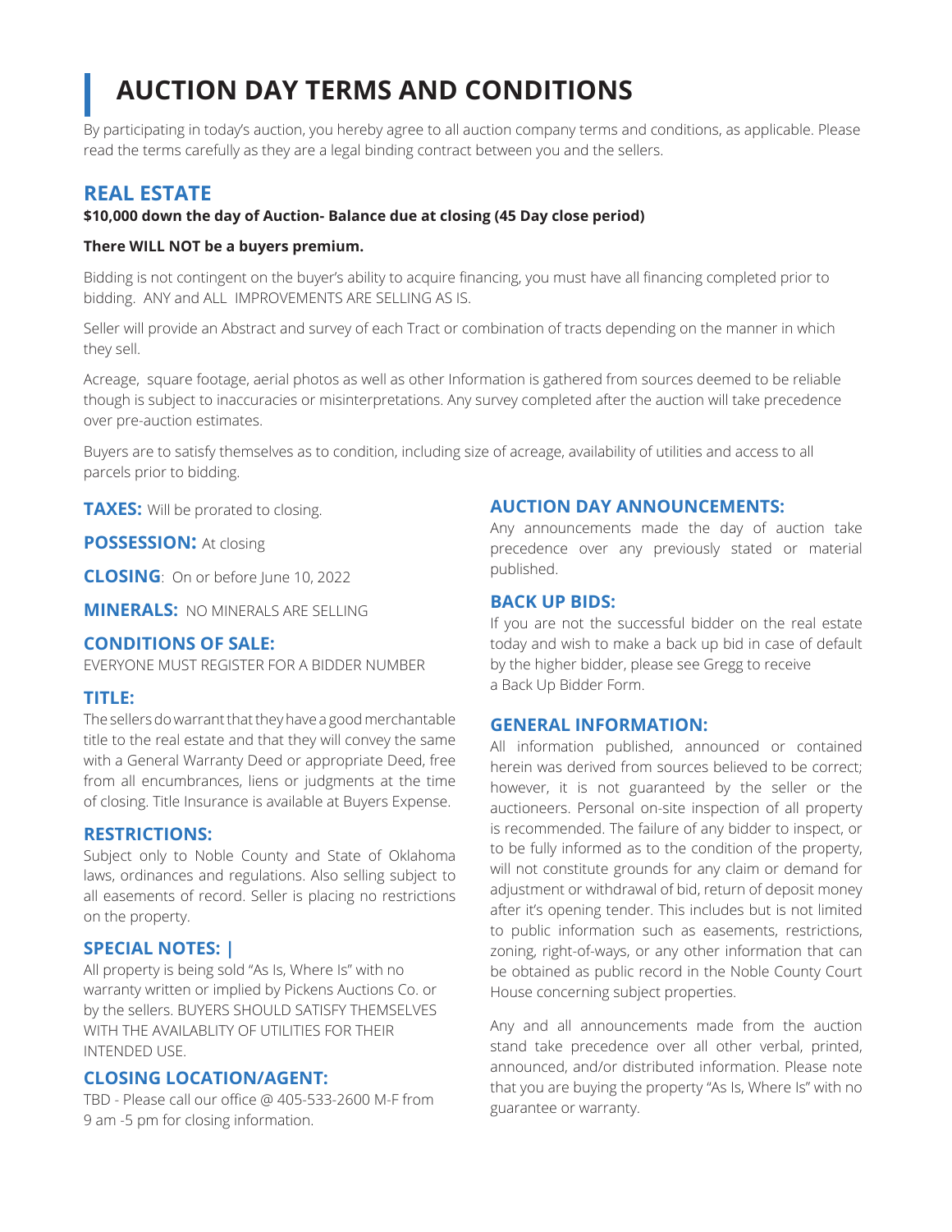# AUCTION DAY TERMS AND CONDITIONS

By participating in today's auction, you hereby agree to all auction company terms and conditions, as applicable. Please read the terms carefully as they are a legal binding contract between you and the sellers.

## REAL ESTATE

**$10,000 down the day of Auction- Balance due at closing (45 Day close period)**

**There WILL NOT be a buyers premium.**

Bidding is not contingent on the buyer's ability to acquire financing, you must have all financing completed prior to bidding. ANY and ALL IMPROVEMENTS ARE SELLING AS IS.

Seller will provide an Abstract and survey of each Tract or combination of tracts depending on the manner in which they sell.

Acreage, square footage, aerial photos as well as other Information is gathered from sources deemed to be reliable though is subject to inaccuracies or misinterpretations. Any survey completed after the auction will take precedence over pre-auction estimates.

Buyers are to satisfy themselves as to condition, including size of acreage, availability of utilities and access to all parcels prior to bidding.

**TAXES:** Will be prorated to closing.

**POSSESSION:** At closing

**CLOSING**: On or before June 10, 2022

**MINERALS:** NO MINERALS ARE SELLING

### CONDITIONS OF SALE:

EVERYONE MUST REGISTER FOR A BIDDER NUMBER

### TITLE:

The sellers do warrant that they have a good merchantable title to the real estate and that they will convey the same with a General Warranty Deed or appropriate Deed, free from all encumbrances, liens or judgments at the time of closing. Title Insurance is available at Buyers Expense.

### RESTRICTIONS:

Subject only to Noble County and State of Oklahoma laws, ordinances and regulations. Also selling subject to all easements of record. Seller is placing no restrictions on the property.

### SPECIAL NOTES: |

All property is being sold "As Is, Where Is" with no warranty written or implied by Pickens Auctions Co. or by the sellers. BUYERS SHOULD SATISFY THEMSELVES WITH THE AVAILABLITY OF UTILITIES FOR THEIR INTENDED USE.

### CLOSING LOCATION/AGENT:

TBD - Please call our office @ 405-533-2600 M-F from 9 am -5 pm for closing information.

### AUCTION DAY ANNOUNCEMENTS:

Any announcements made the day of auction take precedence over any previously stated or material published.

### BACK UP BIDS:

If you are not the successful bidder on the real estate today and wish to make a back up bid in case of default by the higher bidder, please see Gregg to receive a Back Up Bidder Form.

### GENERAL INFORMATION:

All information published, announced or contained herein was derived from sources believed to be correct; however, it is not guaranteed by the seller or the auctioneers. Personal on-site inspection of all property is recommended. The failure of any bidder to inspect, or to be fully informed as to the condition of the property, will not constitute grounds for any claim or demand for adjustment or withdrawal of bid, return of deposit money after it's opening tender. This includes but is not limited to public information such as easements, restrictions, zoning, right-of-ways, or any other information that can be obtained as public record in the Noble County Court House concerning subject properties.

Any and all announcements made from the auction stand take precedence over all other verbal, printed, announced, and/or distributed information. Please note that you are buying the property "As Is, Where Is" with no guarantee or warranty.